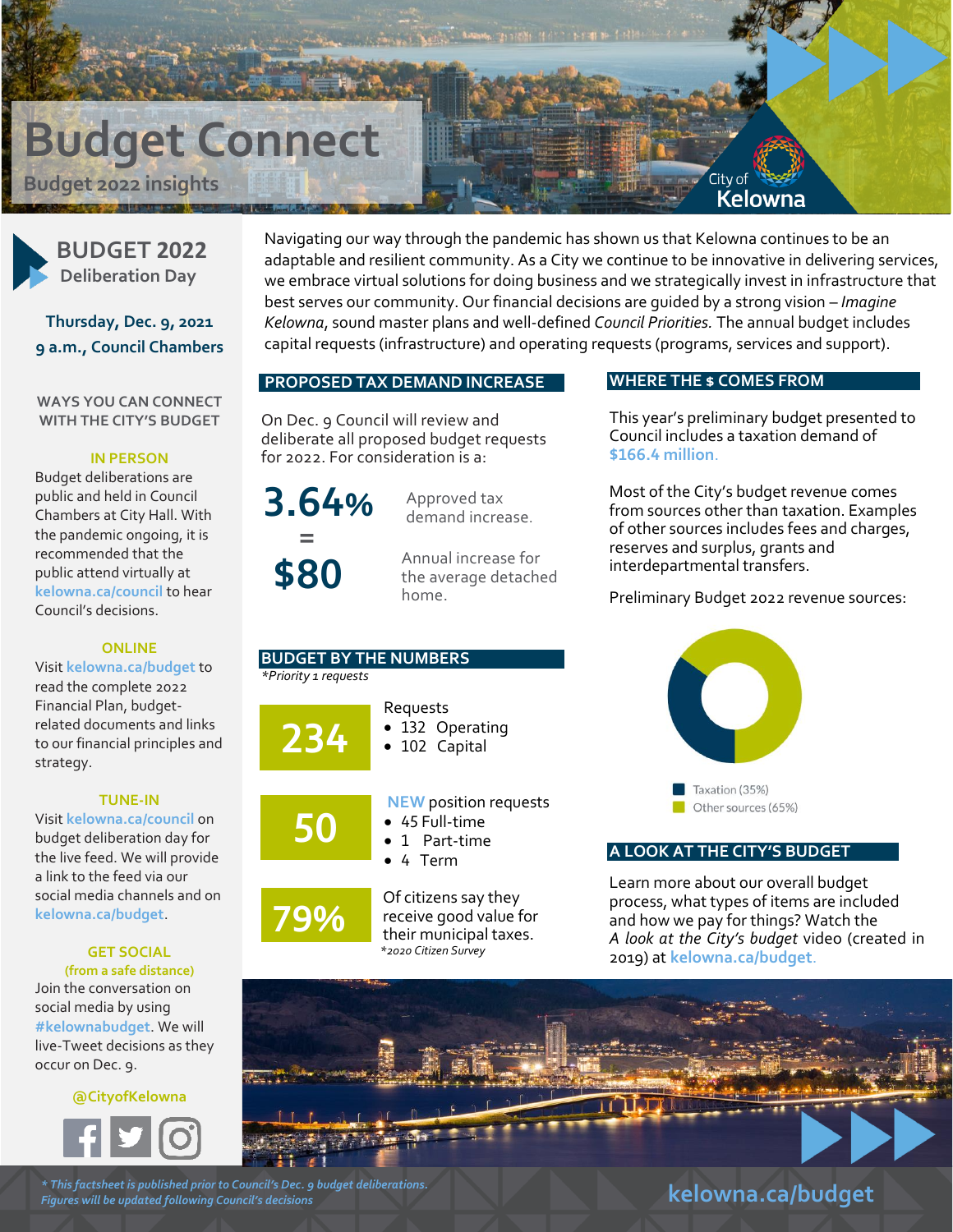# Budget Connect

Budget 2022 insights

City of Kelowna

## BUDGET 2022 Deliberation Day

**Thursday, Dec. 9, 2021**
**9 a.m., Council Chambers**

### WAYS YOU CAN CONNECT WITH THE CITY'S BUDGET

**IN PERSON**

Budget deliberations are public and held in Council Chambers at City Hall. With the pandemic ongoing, it is recommended that the public attend virtually at kelowna.ca/council to hear Council's decisions.

**ONLINE**

Visit kelowna.ca/budget to read the complete 2022 Financial Plan, budget-related documents and links to our financial principles and strategy.

**TUNE-IN**

Visit kelowna.ca/council on budget deliberation day for the live feed. We will provide a link to the feed via our social media channels and on kelowna.ca/budget.

**GET SOCIAL**
**(from a safe distance)**

Join the conversation on social media by using #kelownabudget. We will live-Tweet decisions as they occur on Dec. 9.

**@CityofKelowna**

Navigating our way through the pandemic has shown us that Kelowna continues to be an adaptable and resilient community. As a City we continue to be innovative in delivering services, we embrace virtual solutions for doing business and we strategically invest in infrastructure that best serves our community. Our financial decisions are guided by a strong vision – *Imagine Kelowna*, sound master plans and well-defined *Council Priorities.* The annual budget includes capital requests (infrastructure) and operating requests (programs, services and support).

## PROPOSED TAX DEMAND INCREASE

On Dec. 9 Council will review and deliberate all proposed budget requests for 2022. For consideration is a:

**3.64%** Approved tax demand increase.

**=**

**$80** Annual increase for the average detached home.

## BUDGET BY THE NUMBERS

*\*Priority 1 requests*

**234** Requests
- 132 Operating
- 102 Capital

**50** NEW position requests
- 45 Full-time
- 1 Part-time
- 4 Term

**79%** Of citizens say they receive good value for their municipal taxes.
*\*2020 Citizen Survey*

## WHERE THE $ COMES FROM

This year's preliminary budget presented to Council includes a taxation demand of **$166.4 million**.

Most of the City's budget revenue comes from sources other than taxation. Examples of other sources includes fees and charges, reserves and surplus, grants and interdepartmental transfers.

Preliminary Budget 2022 revenue sources:

- Taxation (35%)
- Other sources (65%)

## A LOOK AT THE CITY'S BUDGET

Learn more about our overall budget process, what types of items are included and how we pay for things? Watch the *A look at the City's budget* video (created in 2019) at kelowna.ca/budget.

*\* This factsheet is published prior to Council's Dec. 9 budget deliberations. Figures will be updated following Council's decisions*

kelowna.ca/budget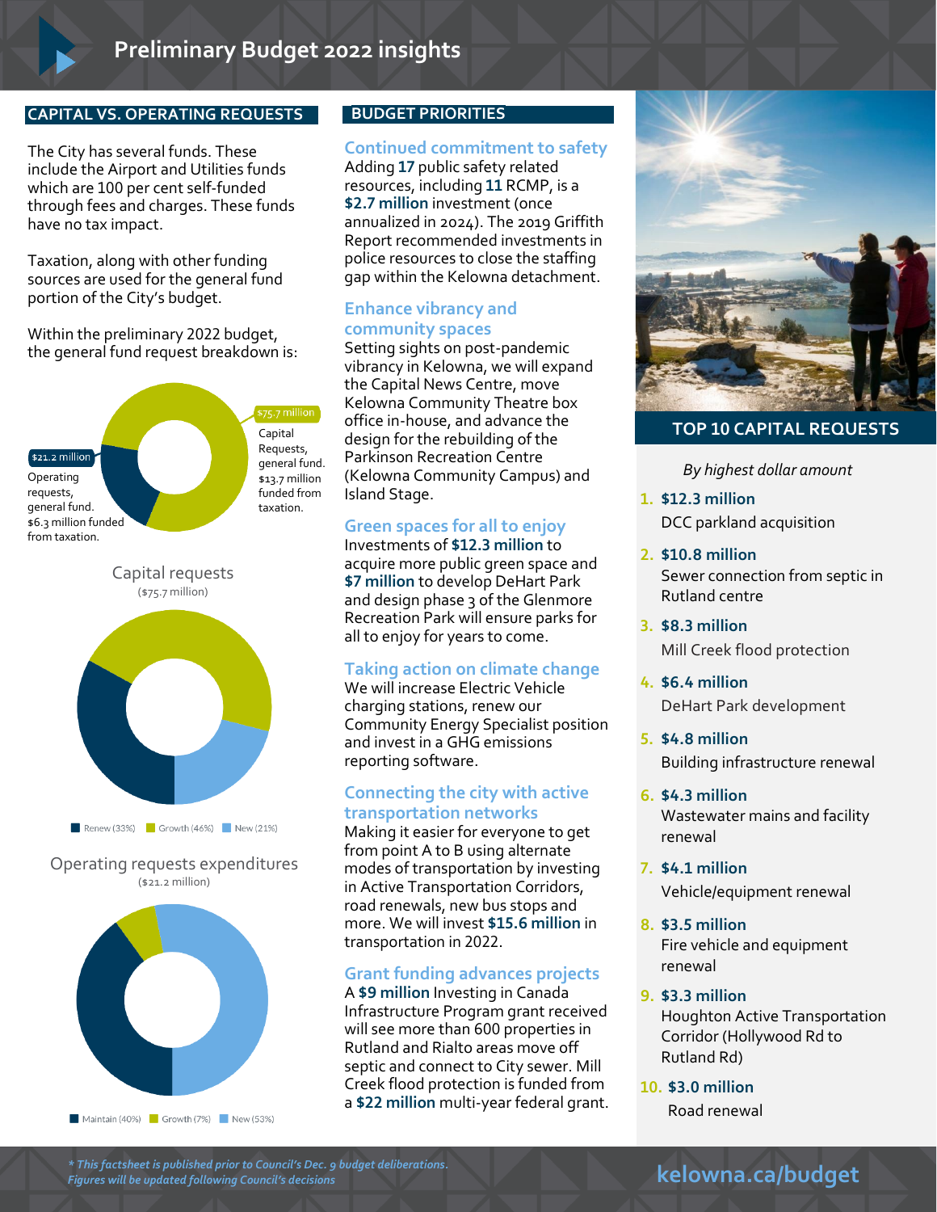# Preliminary Budget 2022 insights

## CAPITAL VS. OPERATING REQUESTS

The City has several funds. These include the Airport and Utilities funds which are 100 per cent self-funded through fees and charges. These funds have no tax impact.

Taxation, along with other funding sources are used for the general fund portion of the City's budget.

Within the preliminary 2022 budget, the general fund request breakdown is:

$75.7 million
Capital Requests, general fund. $13.7 million funded from taxation.

$21.2 million
Operating requests, general fund. $6.3 million funded from taxation.

Capital requests
($75.7 million)

Renew (33%) Growth (46%) New (21%)

Operating requests expenditures
($21.2 million)

Maintain (40%) Growth (7%) New (53%)

## BUDGET PRIORITIES

### Continued commitment to safety

Adding **17** public safety related resources, including **11** RCMP, is a **$2.7 million** investment (once annualized in 2024). The 2019 Griffith Report recommended investments in police resources to close the staffing gap within the Kelowna detachment.

### Enhance vibrancy and community spaces

Setting sights on post-pandemic vibrancy in Kelowna, we will expand the Capital News Centre, move Kelowna Community Theatre box office in-house, and advance the design for the rebuilding of the Parkinson Recreation Centre (Kelowna Community Campus) and Island Stage.

### Green spaces for all to enjoy

Investments of **$12.3 million** to acquire more public green space and **$7 million** to develop DeHart Park and design phase 3 of the Glenmore Recreation Park will ensure parks for all to enjoy for years to come.

### Taking action on climate change

We will increase Electric Vehicle charging stations, renew our Community Energy Specialist position and invest in a GHG emissions reporting software.

### Connecting the city with active transportation networks

Making it easier for everyone to get from point A to B using alternate modes of transportation by investing in Active Transportation Corridors, road renewals, new bus stops and more. We will invest **$15.6 million** in transportation in 2022.

### Grant funding advances projects

A **$9 million** Investing in Canada Infrastructure Program grant received will see more than 600 properties in Rutland and Rialto areas move off septic and connect to City sewer. Mill Creek flood protection is funded from a **$22 million** multi-year federal grant.

## TOP 10 CAPITAL REQUESTS

*By highest dollar amount*

1. **$12.3 million**
   DCC parkland acquisition
2. **$10.8 million**
   Sewer connection from septic in Rutland centre
3. **$8.3 million**
   Mill Creek flood protection
4. **$6.4 million**
   DeHart Park development
5. **$4.8 million**
   Building infrastructure renewal
6. **$4.3 million**
   Wastewater mains and facility renewal
7. **$4.1 million**
   Vehicle/equipment renewal
8. **$3.5 million**
   Fire vehicle and equipment renewal
9. **$3.3 million**
   Houghton Active Transportation Corridor (Hollywood Rd to Rutland Rd)
10. **$3.0 million**
    Road renewal

*\* This factsheet is published prior to Council's Dec. 9 budget deliberations. Figures will be updated following Council's decisions*

**kelowna.ca/budget**